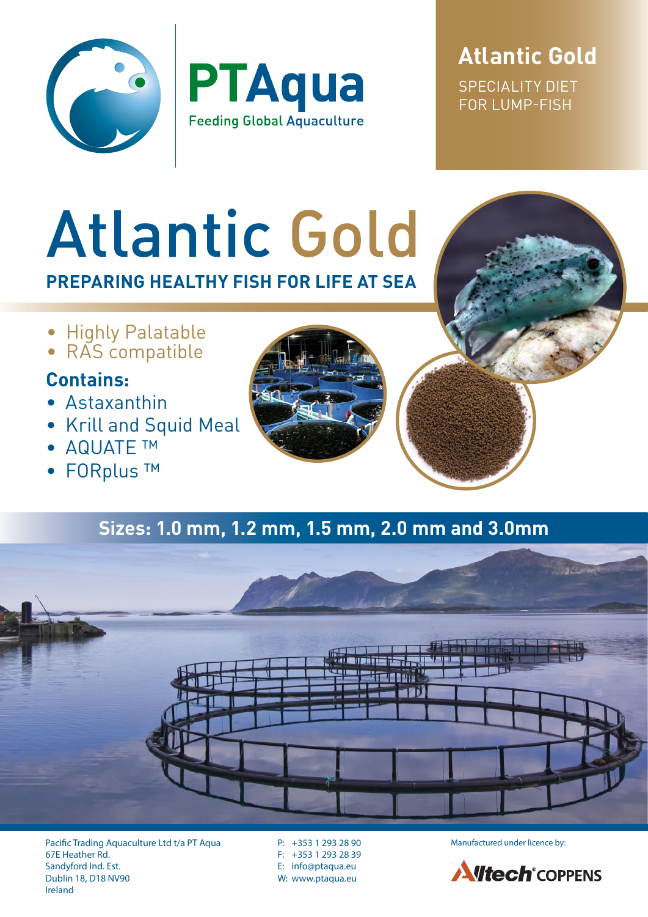PTAqua

Feeding Global Aquaculture

## Atlantic Gold

SPECIALITY DIET
FOR LUMP-FISH

# Atlantic Gold

**PREPARING HEALTHY FISH FOR LIFE AT SEA**

- Highly Palatable
- RAS compatible

**Contains:**

- Astaxanthin
- Krill and Squid Meal
- AQUATE ™
- FORplus ™

**Sizes: 1.0 mm, 1.2 mm, 1.5 mm, 2.0 mm and 3.0mm**

Pacific Trading Aquaculture Ltd t/a PT Aqua
67E Heather Rd.
Sandyford Ind. Est.
Dublin 18, D18 NV90
Ireland

P: +353 1 293 28 90
F: +353 1 293 28 39
E: info@ptaqua.eu
W: www.ptaqua.eu

Manufactured under licence by:

Alltech® COPPENS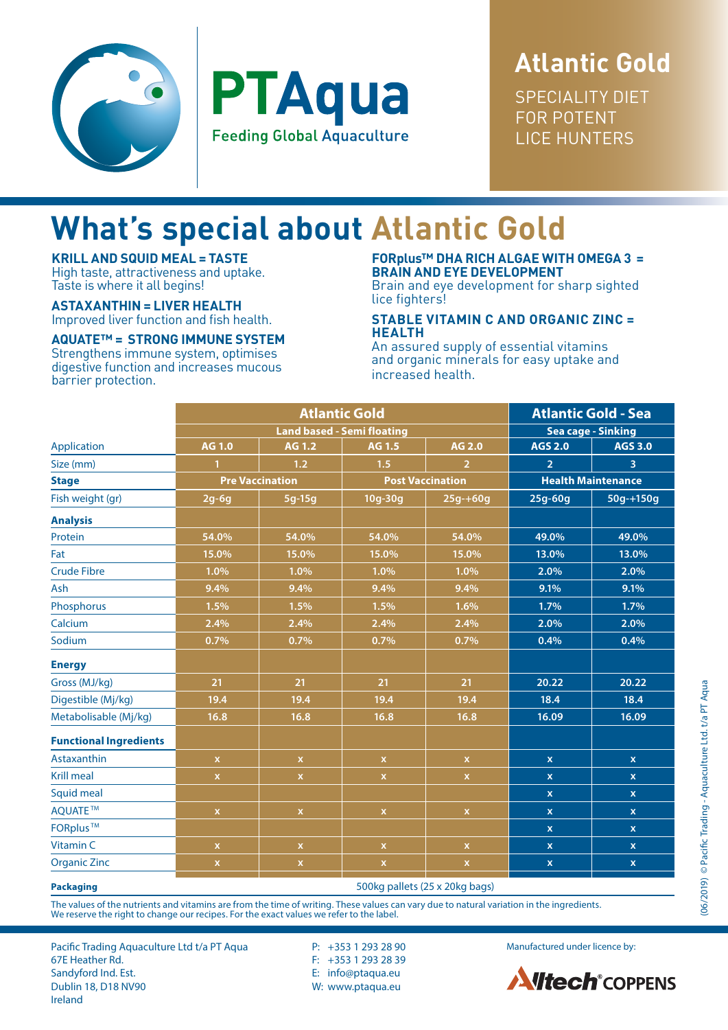PTAqua

Feeding Global Aquaculture

# Atlantic Gold

SPECIALITY DIET FOR POTENT LICE HUNTERS

## What's special about Atlantic Gold

**KRILL AND SQUID MEAL = TASTE**
High taste, attractiveness and uptake. Taste is where it all begins!

**ASTAXANTHIN = LIVER HEALTH**
Improved liver function and fish health.

**AQUATE™ = STRONG IMMUNE SYSTEM**
Strengthens immune system, optimises digestive function and increases mucous barrier protection.

**FORplus™ DHA RICH ALGAE WITH OMEGA 3 = BRAIN AND EYE DEVELOPMENT**
Brain and eye development for sharp sighted lice fighters!

**STABLE VITAMIN C AND ORGANIC ZINC = HEALTH**
An assured supply of essential vitamins and organic minerals for easy uptake and increased health.

| | Atlantic Gold | | | | Atlantic Gold - Sea | |
|---|---|---|---|---|---|---|
| | Land based - Semi floating | | | | Sea cage - Sinking | |
| Application | AG 1.0 | AG 1.2 | AG 1.5 | AG 2.0 | AGS 2.0 | AGS 3.0 |
| Size (mm) | 1 | 1.2 | 1.5 | 2 | 2 | 3 |
| **Stage** | Pre Vaccination | | Post Vaccination | | Health Maintenance | |
| Fish weight (gr) | 2g-6g | 5g-15g | 10g-30g | 25g-+60g | 25g-60g | 50g-+150g |
| **Analysis** | | | | | | |
| Protein | 54.0% | 54.0% | 54.0% | 54.0% | 49.0% | 49.0% |
| Fat | 15.0% | 15.0% | 15.0% | 15.0% | 13.0% | 13.0% |
| Crude Fibre | 1.0% | 1.0% | 1.0% | 1.0% | 2.0% | 2.0% |
| Ash | 9.4% | 9.4% | 9.4% | 9.4% | 9.1% | 9.1% |
| Phosphorus | 1.5% | 1.5% | 1.5% | 1.6% | 1.7% | 1.7% |
| Calcium | 2.4% | 2.4% | 2.4% | 2.4% | 2.0% | 2.0% |
| Sodium | 0.7% | 0.7% | 0.7% | 0.7% | 0.4% | 0.4% |
| **Energy** | | | | | | |
| Gross (MJ/kg) | 21 | 21 | 21 | 21 | 20.22 | 20.22 |
| Digestible (Mj/kg) | 19.4 | 19.4 | 19.4 | 19.4 | 18.4 | 18.4 |
| Metabolisable (Mj/kg) | 16.8 | 16.8 | 16.8 | 16.8 | 16.09 | 16.09 |
| **Functional Ingredients** | | | | | | |
| Astaxanthin | x | x | x | x | x | x |
| Krill meal | x | x | x | x | x | x |
| Squid meal | | | | | x | x |
| AQUATE™ | x | x | x | x | x | x |
| FORplus™ | | | | | x | x |
| Vitamin C | x | x | x | x | x | x |
| Organic Zinc | x | x | x | x | x | x |
| **Packaging** | 500kg pallets (25 x 20kg bags) | | | | | |

The values of the nutrients and vitamins are from the time of writing. These values can vary due to natural variation in the ingredients. We reserve the right to change our recipes. For the exact values we refer to the label.

Pacific Trading Aquaculture Ltd t/a PT Aqua
67E Heather Rd.
Sandyford Ind. Est.
Dublin 18, D18 NV90
Ireland

P: +353 1 293 28 90
F: +353 1 293 28 39
E: info@ptaqua.eu
W: www.ptaqua.eu

Manufactured under licence by: Alltech® COPPENS

(06/2019) © Pacific Trading - Aquaculture Ltd. t/a PT Aqua